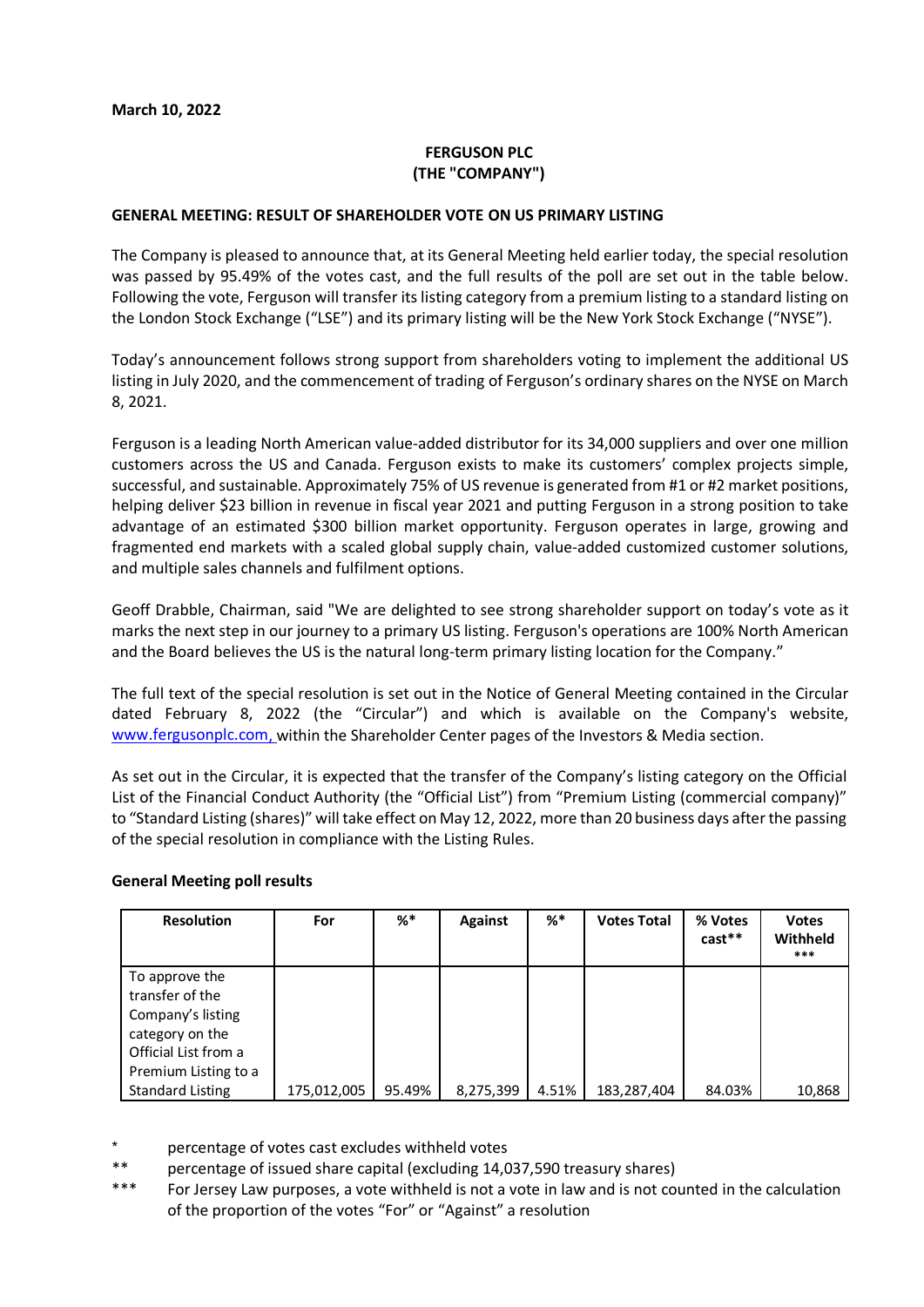**March 10, 2022**

**FERGUSON PLC**
**(THE "COMPANY")**

**GENERAL MEETING: RESULT OF SHAREHOLDER VOTE ON US PRIMARY LISTING**

The Company is pleased to announce that, at its General Meeting held earlier today, the special resolution was passed by 95.49% of the votes cast, and the full results of the poll are set out in the table below. Following the vote, Ferguson will transfer its listing category from a premium listing to a standard listing on the London Stock Exchange ("LSE") and its primary listing will be the New York Stock Exchange ("NYSE").

Today's announcement follows strong support from shareholders voting to implement the additional US listing in July 2020, and the commencement of trading of Ferguson's ordinary shares on the NYSE on March 8, 2021.

Ferguson is a leading North American value-added distributor for its 34,000 suppliers and over one million customers across the US and Canada. Ferguson exists to make its customers' complex projects simple, successful, and sustainable. Approximately 75% of US revenue is generated from #1 or #2 market positions, helping deliver $23 billion in revenue in fiscal year 2021 and putting Ferguson in a strong position to take advantage of an estimated $300 billion market opportunity. Ferguson operates in large, growing and fragmented end markets with a scaled global supply chain, value-added customized customer solutions, and multiple sales channels and fulfilment options.

Geoff Drabble, Chairman, said "We are delighted to see strong shareholder support on today's vote as it marks the next step in our journey to a primary US listing. Ferguson's operations are 100% North American and the Board believes the US is the natural long-term primary listing location for the Company."

The full text of the special resolution is set out in the Notice of General Meeting contained in the Circular dated February 8, 2022 (the "Circular") and which is available on the Company's website, www.fergusonplc.com, within the Shareholder Center pages of the Investors & Media section.

As set out in the Circular, it is expected that the transfer of the Company's listing category on the Official List of the Financial Conduct Authority (the "Official List") from "Premium Listing (commercial company)" to "Standard Listing (shares)" will take effect on May 12, 2022, more than 20 business days after the passing of the special resolution in compliance with the Listing Rules.

**General Meeting poll results**

| Resolution | For | %* | Against | %* | Votes Total | % Votes cast** | Votes Withheld *** |
|---|---|---|---|---|---|---|---|
| To approve the transfer of the Company's listing category on the Official List from a Premium Listing to a Standard Listing | 175,012,005 | 95.49% | 8,275,399 | 4.51% | 183,287,404 | 84.03% | 10,868 |

\* percentage of votes cast excludes withheld votes

\*\* percentage of issued share capital (excluding 14,037,590 treasury shares)

\*\*\* For Jersey Law purposes, a vote withheld is not a vote in law and is not counted in the calculation of the proportion of the votes "For" or "Against" a resolution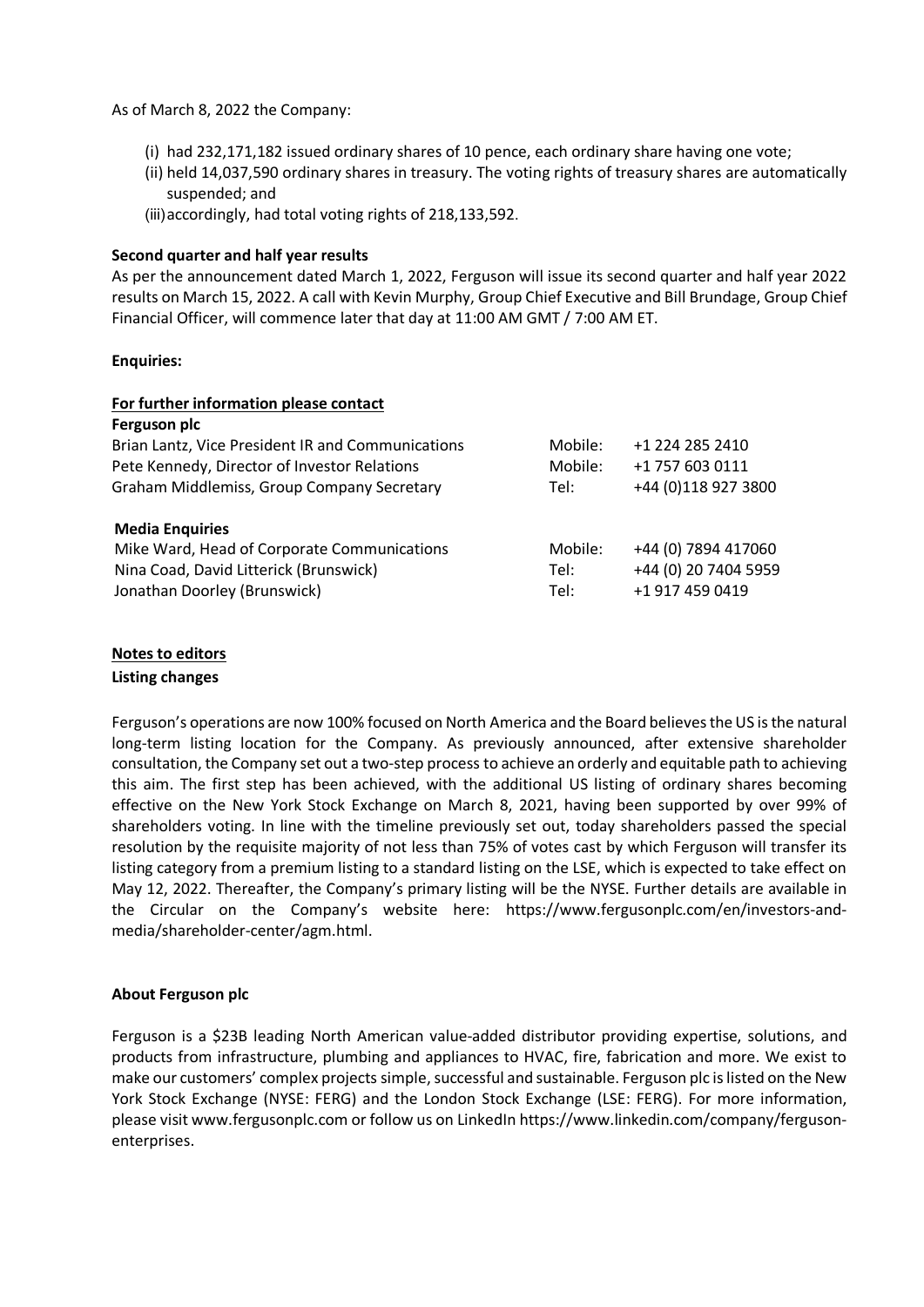As of March 8, 2022 the Company:

(i) had 232,171,182 issued ordinary shares of 10 pence, each ordinary share having one vote;
(ii) held 14,037,590 ordinary shares in treasury. The voting rights of treasury shares are automatically suspended; and
(iii) accordingly, had total voting rights of 218,133,592.

**Second quarter and half year results**

As per the announcement dated March 1, 2022, Ferguson will issue its second quarter and half year 2022 results on March 15, 2022. A call with Kevin Murphy, Group Chief Executive and Bill Brundage, Group Chief Financial Officer, will commence later that day at 11:00 AM GMT / 7:00 AM ET.

**Enquiries:**

**For further information please contact**

| **Ferguson plc** | | |
|---|---|---|
| Brian Lantz, Vice President IR and Communications | Mobile: | +1 224 285 2410 |
| Pete Kennedy, Director of Investor Relations | Mobile: | +1 757 603 0111 |
| Graham Middlemiss, Group Company Secretary | Tel: | +44 (0)118 927 3800 |
| | | |
| **Media Enquiries** | | |
| Mike Ward, Head of Corporate Communications | Mobile: | +44 (0) 7894 417060 |
| Nina Coad, David Litterick (Brunswick) | Tel: | +44 (0) 20 7404 5959 |
| Jonathan Doorley (Brunswick) | Tel: | +1 917 459 0419 |

**Notes to editors**

**Listing changes**

Ferguson's operations are now 100% focused on North America and the Board believes the US is the natural long-term listing location for the Company. As previously announced, after extensive shareholder consultation, the Company set out a two-step process to achieve an orderly and equitable path to achieving this aim. The first step has been achieved, with the additional US listing of ordinary shares becoming effective on the New York Stock Exchange on March 8, 2021, having been supported by over 99% of shareholders voting. In line with the timeline previously set out, today shareholders passed the special resolution by the requisite majority of not less than 75% of votes cast by which Ferguson will transfer its listing category from a premium listing to a standard listing on the LSE, which is expected to take effect on May 12, 2022. Thereafter, the Company's primary listing will be the NYSE. Further details are available in the Circular on the Company's website here: https://www.fergusonplc.com/en/investors-and-media/shareholder-center/agm.html.

**About Ferguson plc**

Ferguson is a $23B leading North American value-added distributor providing expertise, solutions, and products from infrastructure, plumbing and appliances to HVAC, fire, fabrication and more. We exist to make our customers' complex projects simple, successful and sustainable. Ferguson plc is listed on the New York Stock Exchange (NYSE: FERG) and the London Stock Exchange (LSE: FERG). For more information, please visit www.fergusonplc.com or follow us on LinkedIn https://www.linkedin.com/company/ferguson-enterprises.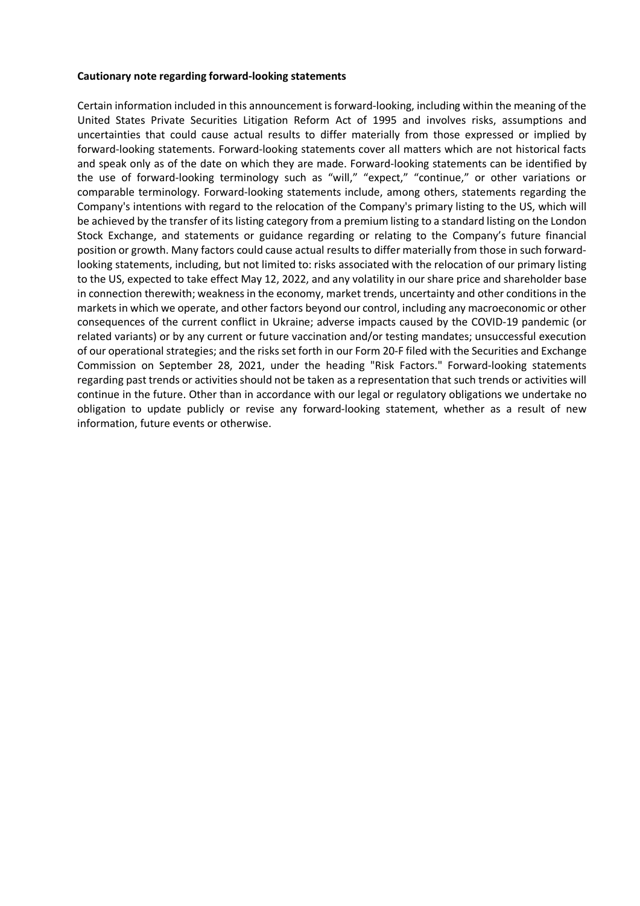**Cautionary note regarding forward-looking statements**

Certain information included in this announcement is forward-looking, including within the meaning of the United States Private Securities Litigation Reform Act of 1995 and involves risks, assumptions and uncertainties that could cause actual results to differ materially from those expressed or implied by forward-looking statements. Forward-looking statements cover all matters which are not historical facts and speak only as of the date on which they are made. Forward-looking statements can be identified by the use of forward-looking terminology such as "will," "expect," "continue," or other variations or comparable terminology. Forward-looking statements include, among others, statements regarding the Company's intentions with regard to the relocation of the Company's primary listing to the US, which will be achieved by the transfer of its listing category from a premium listing to a standard listing on the London Stock Exchange, and statements or guidance regarding or relating to the Company's future financial position or growth. Many factors could cause actual results to differ materially from those in such forward-looking statements, including, but not limited to: risks associated with the relocation of our primary listing to the US, expected to take effect May 12, 2022, and any volatility in our share price and shareholder base in connection therewith; weakness in the economy, market trends, uncertainty and other conditions in the markets in which we operate, and other factors beyond our control, including any macroeconomic or other consequences of the current conflict in Ukraine; adverse impacts caused by the COVID-19 pandemic (or related variants) or by any current or future vaccination and/or testing mandates; unsuccessful execution of our operational strategies; and the risks set forth in our Form 20-F filed with the Securities and Exchange Commission on September 28, 2021, under the heading "Risk Factors." Forward-looking statements regarding past trends or activities should not be taken as a representation that such trends or activities will continue in the future. Other than in accordance with our legal or regulatory obligations we undertake no obligation to update publicly or revise any forward-looking statement, whether as a result of new information, future events or otherwise.